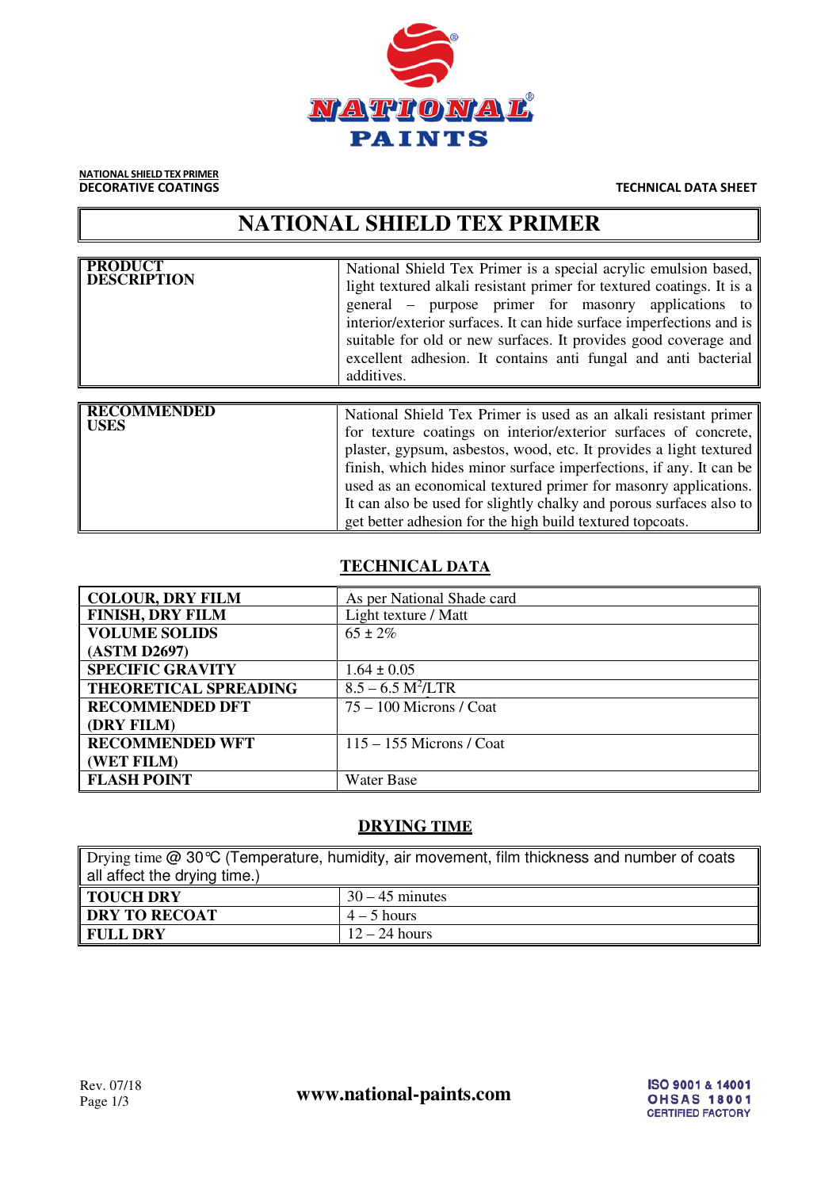NATIONAL SHIELD TEX PRIMER
DECORATIVE COATINGS

TECHNICAL DATA SHEET

# NATIONAL SHIELD TEX PRIMER

| | |
|---|---|
| **PRODUCT DESCRIPTION** | National Shield Tex Primer is a special acrylic emulsion based, light textured alkali resistant primer for textured coatings. It is a general – purpose primer for masonry applications to interior/exterior surfaces. It can hide surface imperfections and is suitable for old or new surfaces. It provides good coverage and excellent adhesion. It contains anti fungal and anti bacterial additives. |

| | |
|---|---|
| **RECOMMENDED USES** | National Shield Tex Primer is used as an alkali resistant primer for texture coatings on interior/exterior surfaces of concrete, plaster, gypsum, asbestos, wood, etc. It provides a light textured finish, which hides minor surface imperfections, if any. It can be used as an economical textured primer for masonry applications. It can also be used for slightly chalky and porous surfaces also to get better adhesion for the high build textured topcoats. |

## TECHNICAL DATA

| | |
|---|---|
| **COLOUR, DRY FILM** | As per National Shade card |
| **FINISH, DRY FILM** | Light texture / Matt |
| **VOLUME SOLIDS (ASTM D2697)** | 65 ± 2% |
| **SPECIFIC GRAVITY** | 1.64 ± 0.05 |
| **THEORETICAL SPREADING** | 8.5 – 6.5 $M^2$/LTR |
| **RECOMMENDED DFT (DRY FILM)** | 75 – 100 Microns / Coat |
| **RECOMMENDED WFT (WET FILM)** | 115 – 155 Microns / Coat |
| **FLASH POINT** | Water Base |

## DRYING TIME

| Drying time @ 30℃ (Temperature, humidity, air movement, film thickness and number of coats all affect the drying time.) | |
|---|---|
| **TOUCH DRY** | 30 – 45 minutes |
| **DRY TO RECOAT** | 4 – 5 hours |
| **FULL DRY** | 12 – 24 hours |

Rev. 07/18

www.national-paints.com

ISO 9001 & 14001
OHSAS 18001
CERTIFIED FACTORY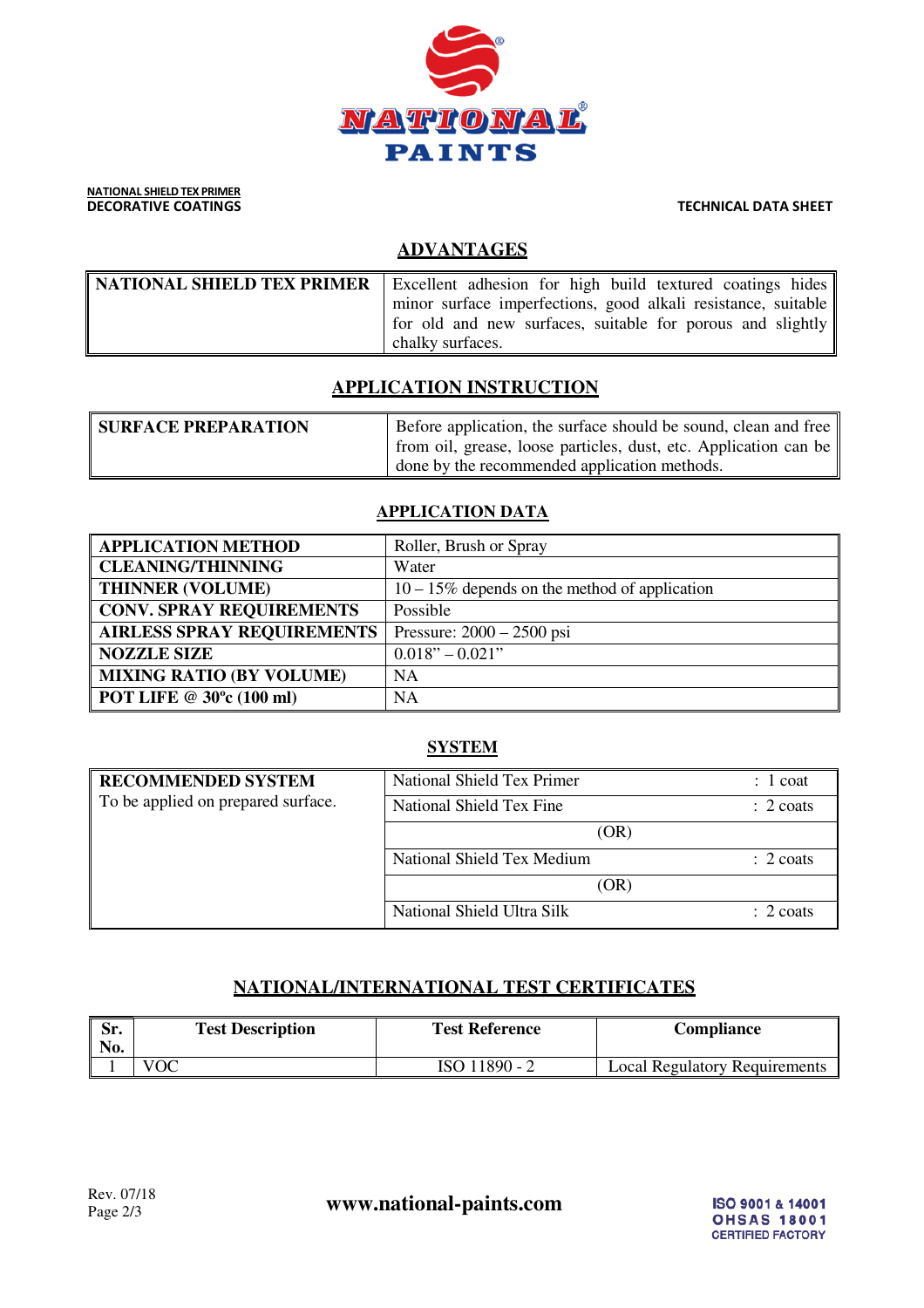NATIONAL SHIELD TEX PRIMER
DECORATIVE COATINGS

TECHNICAL DATA SHEET

## ADVANTAGES

| NATIONAL SHIELD TEX PRIMER | Excellent adhesion for high build textured coatings hides minor surface imperfections, good alkali resistance, suitable for old and new surfaces, suitable for porous and slightly chalky surfaces. |
|---|---|

## APPLICATION INSTRUCTION

| SURFACE PREPARATION | Before application, the surface should be sound, clean and free from oil, grease, loose particles, dust, etc. Application can be done by the recommended application methods. |
|---|---|

## APPLICATION DATA

| APPLICATION METHOD | Roller, Brush or Spray |
|---|---|
| CLEANING/THINNING | Water |
| THINNER (VOLUME) | 10 – 15% depends on the method of application |
| CONV. SPRAY REQUIREMENTS | Possible |
| AIRLESS SPRAY REQUIREMENTS | Pressure: 2000 – 2500 psi |
| NOZZLE SIZE | 0.018" – 0.021" |
| MIXING RATIO (BY VOLUME) | NA |
| POT LIFE @ 30ºc (100 ml) | NA |

## SYSTEM

| RECOMMENDED SYSTEM<br>To be applied on prepared surface. | National Shield Tex Primer | : 1 coat |
|---|---|---|
| | National Shield Tex Fine | : 2 coats |
| | (OR) | |
| | National Shield Tex Medium | : 2 coats |
| | (OR) | |
| | National Shield Ultra Silk | : 2 coats |

## NATIONAL/INTERNATIONAL TEST CERTIFICATES

| Sr. No. | Test Description | Test Reference | Compliance |
|---|---|---|---|
| 1 | VOC | ISO 11890 - 2 | Local Regulatory Requirements |

Rev. 07/18

www.national-paints.com

ISO 9001 & 14001
OHSAS 18001
CERTIFIED FACTORY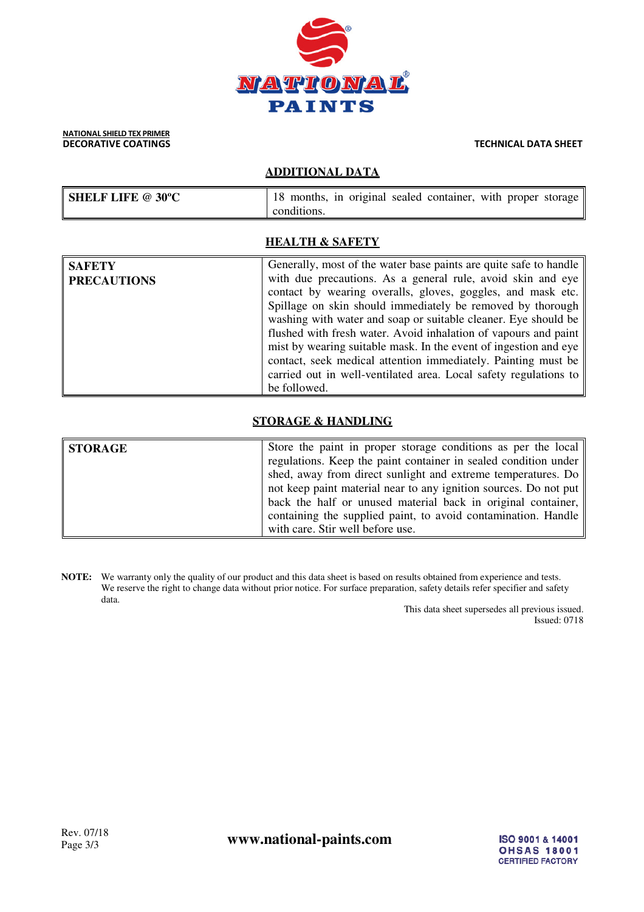**NATIONAL SHIELD TEX PRIMER**
**DECORATIVE COATINGS**

**TECHNICAL DATA SHEET**

## ADDITIONAL DATA

| | |
|---|---|
| **SHELF LIFE @ 30ºC** | 18 months, in original sealed container, with proper storage conditions. |

## HEALTH & SAFETY

| | |
|---|---|
| **SAFETY PRECAUTIONS** | Generally, most of the water base paints are quite safe to handle with due precautions. As a general rule, avoid skin and eye contact by wearing overalls, gloves, goggles, and mask etc. Spillage on skin should immediately be removed by thorough washing with water and soap or suitable cleaner. Eye should be flushed with fresh water. Avoid inhalation of vapours and paint mist by wearing suitable mask. In the event of ingestion and eye contact, seek medical attention immediately. Painting must be carried out in well-ventilated area. Local safety regulations to be followed. |

## STORAGE & HANDLING

| | |
|---|---|
| **STORAGE** | Store the paint in proper storage conditions as per the local regulations. Keep the paint container in sealed condition under shed, away from direct sunlight and extreme temperatures. Do not keep paint material near to any ignition sources. Do not put back the half or unused material back in original container, containing the supplied paint, to avoid contamination. Handle with care. Stir well before use. |

**NOTE:** We warranty only the quality of our product and this data sheet is based on results obtained from experience and tests. We reserve the right to change data without prior notice. For surface preparation, safety details refer specifier and safety data.

This data sheet supersedes all previous issued.
Issued: 0718

Rev. 07/18

**www.national-paints.com**

**ISO 9001 & 14001**
**OHSAS 18001**
**CERTIFIED FACTORY**